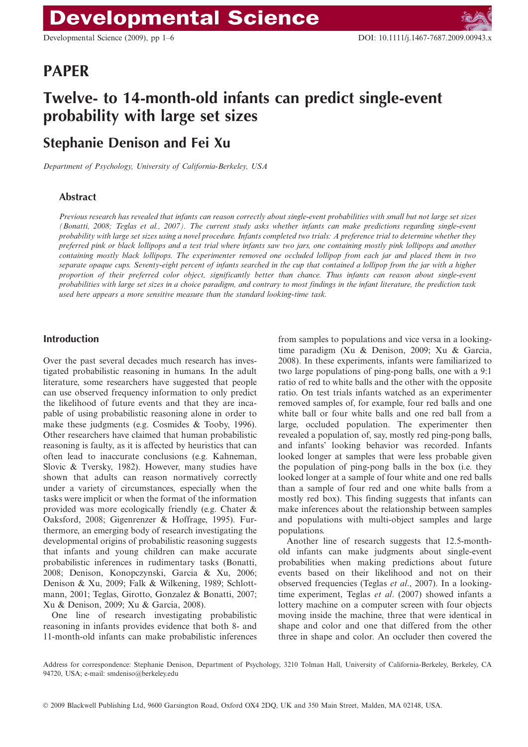PAPER

# Twelve- to 14-month-old infants can predict single-event probability with large set sizes

## Stephanie Denison and Fei Xu

*Department of Psychology, University of California-Berkeley, USA*

### Abstract

*Previous research has revealed that infants can reason correctly about single-event probabilities with small but not large set sizes (Bonatti, 2008; Teglas et al., 2007). The current study asks whether infants can make predictions regarding single-event probability with large set sizes using a novel procedure. Infants completed two trials: A preference trial to determine whether they preferred pink or black lollipops and a test trial where infants saw two jars, one containing mostly pink lollipops and another containing mostly black lollipops. The experimenter removed one occluded lollipop from each jar and placed them in two separate opaque cups. Seventy-eight percent of infants searched in the cup that contained a lollipop from the jar with a higher proportion of their preferred color object, significantly better than chance. Thus infants can reason about single-event probabilities with large set sizes in a choice paradigm, and contrary to most findings in the infant literature, the prediction task used here appears a more sensitive measure than the standard looking-time task.*

### Introduction

Over the past several decades much research has investigated probabilistic reasoning in humans. In the adult literature, some researchers have suggested that people can use observed frequency information to only predict the likelihood of future events and that they are incapable of using probabilistic reasoning alone in order to make these judgments (e.g. Cosmides & Tooby, 1996). Other researchers have claimed that human probabilistic reasoning is faulty, as it is affected by heuristics that can often lead to inaccurate conclusions (e.g. Kahneman, Slovic & Tversky, 1982). However, many studies have shown that adults can reason normatively correctly under a variety of circumstances, especially when the tasks were implicit or when the format of the information provided was more ecologically friendly (e.g. Chater & Oaksford, 2008; Gigenrenzer & Hoffrage, 1995). Furthermore, an emerging body of research investigating the developmental origins of probabilistic reasoning suggests that infants and young children can make accurate probabilistic inferences in rudimentary tasks (Bonatti, 2008; Denison, Konopczynski, Garcia & Xu, 2006; Denison & Xu, 2009; Falk & Wilkening, 1989; Schlottmann, 2001; Teglas, Girotto, Gonzalez & Bonatti, 2007; Xu & Denison, 2009; Xu & Garcia, 2008).

One line of research investigating probabilistic reasoning in infants provides evidence that both 8- and 11-month-old infants can make probabilistic inferences from samples to populations and vice versa in a looking-time paradigm (Xu & Denison, 2009; Xu & Garcia, 2008). In these experiments, infants were familiarized to two large populations of ping-pong balls, one with a 9:1 ratio of red to white balls and the other with the opposite ratio. On test trials infants watched as an experimenter removed samples of, for example, four red balls and one white ball or four white balls and one red ball from a large, occluded population. The experimenter then revealed a population of, say, mostly red ping-pong balls, and infants' looking behavior was recorded. Infants looked longer at samples that were less probable given the population of ping-pong balls in the box (i.e. they looked longer at a sample of four white and one red balls than a sample of four red and one white balls from a mostly red box). This finding suggests that infants can make inferences about the relationship between samples and populations with multi-object samples and large populations.

Another line of research suggests that 12.5-month-old infants can make judgments about single-event probabilities when making predictions about future events based on their likelihood and not on their observed frequencies (Teglas *et al*., 2007). In a looking-time experiment, Teglas *et al*. (2007) showed infants a lottery machine on a computer screen with four objects moving inside the machine, three that were identical in shape and color and one that differed from the other three in shape and color. An occluder then covered the

Address for correspondence: Stephanie Denison, Department of Psychology, 3210 Tolman Hall, University of California-Berkeley, Berkeley, CA 94720, USA; e-mail: smdeniso@berkeley.edu

© 2009 Blackwell Publishing Ltd, 9600 Garsington Road, Oxford OX4 2DQ, UK and 350 Main Street, Malden, MA 02148, USA.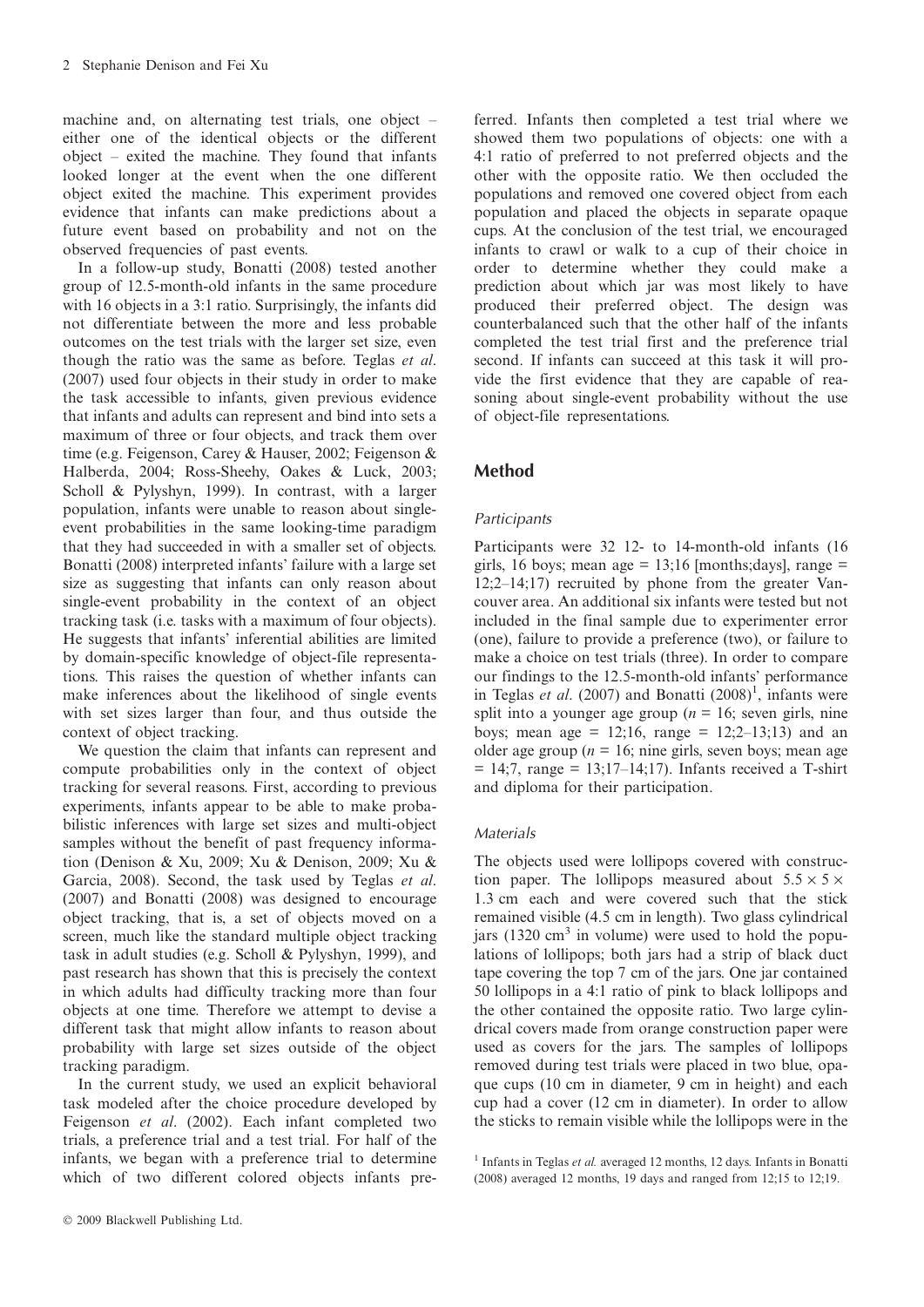machine and, on alternating test trials, one object – either one of the identical objects or the different object – exited the machine. They found that infants looked longer at the event when the one different object exited the machine. This experiment provides evidence that infants can make predictions about a future event based on probability and not on the observed frequencies of past events.

In a follow-up study, Bonatti (2008) tested another group of 12.5-month-old infants in the same procedure with 16 objects in a 3:1 ratio. Surprisingly, the infants did not differentiate between the more and less probable outcomes on the test trials with the larger set size, even though the ratio was the same as before. Teglas *et al*. (2007) used four objects in their study in order to make the task accessible to infants, given previous evidence that infants and adults can represent and bind into sets a maximum of three or four objects, and track them over time (e.g. Feigenson, Carey & Hauser, 2002; Feigenson & Halberda, 2004; Ross-Sheehy, Oakes & Luck, 2003; Scholl & Pylyshyn, 1999). In contrast, with a larger population, infants were unable to reason about single-event probabilities in the same looking-time paradigm that they had succeeded in with a smaller set of objects. Bonatti (2008) interpreted infants' failure with a large set size as suggesting that infants can only reason about single-event probability in the context of an object tracking task (i.e. tasks with a maximum of four objects). He suggests that infants' inferential abilities are limited by domain-specific knowledge of object-file representations. This raises the question of whether infants can make inferences about the likelihood of single events with set sizes larger than four, and thus outside the context of object tracking.

We question the claim that infants can represent and compute probabilities only in the context of object tracking for several reasons. First, according to previous experiments, infants appear to be able to make probabilistic inferences with large set sizes and multi-object samples without the benefit of past frequency information (Denison & Xu, 2009; Xu & Denison, 2009; Xu & Garcia, 2008). Second, the task used by Teglas *et al*. (2007) and Bonatti (2008) was designed to encourage object tracking, that is, a set of objects moved on a screen, much like the standard multiple object tracking task in adult studies (e.g. Scholl & Pylyshyn, 1999), and past research has shown that this is precisely the context in which adults had difficulty tracking more than four objects at one time. Therefore we attempt to devise a different task that might allow infants to reason about probability with large set sizes outside of the object tracking paradigm.

In the current study, we used an explicit behavioral task modeled after the choice procedure developed by Feigenson *et al*. (2002). Each infant completed two trials, a preference trial and a test trial. For half of the infants, we began with a preference trial to determine which of two different colored objects infants preferred. Infants then completed a test trial where we showed them two populations of objects: one with a 4:1 ratio of preferred to not preferred objects and the other with the opposite ratio. We then occluded the populations and removed one covered object from each population and placed the objects in separate opaque cups. At the conclusion of the test trial, we encouraged infants to crawl or walk to a cup of their choice in order to determine whether they could make a prediction about which jar was most likely to have produced their preferred object. The design was counterbalanced such that the other half of the infants completed the test trial first and the preference trial second. If infants can succeed at this task it will provide the first evidence that they are capable of reasoning about single-event probability without the use of object-file representations.

## Method

### Participants

Participants were 32 12- to 14-month-old infants (16 girls, 16 boys; mean age = 13;16 [months;days], range = 12;2–14;17) recruited by phone from the greater Vancouver area. An additional six infants were tested but not included in the final sample due to experimenter error (one), failure to provide a preference (two), or failure to make a choice on test trials (three). In order to compare our findings to the 12.5-month-old infants' performance in Teglas *et al*. (2007) and Bonatti (2008)[1], infants were split into a younger age group ($n = 16$; seven girls, nine boys; mean age = 12;16, range = 12;2–13;13) and an older age group ($n = 16$; nine girls, seven boys; mean age = 14;7, range = 13;17–14;17). Infants received a T-shirt and diploma for their participation.

### Materials

The objects used were lollipops covered with construction paper. The lollipops measured about $5.5 \times 5 \times 1.3$ cm each and were covered such that the stick remained visible (4.5 cm in length). Two glass cylindrical jars (1320 cm$^3$ in volume) were used to hold the populations of lollipops; both jars had a strip of black duct tape covering the top 7 cm of the jars. One jar contained 50 lollipops in a 4:1 ratio of pink to black lollipops and the other contained the opposite ratio. Two large cylindrical covers made from orange construction paper were used as covers for the jars. The samples of lollipops removed during test trials were placed in two blue, opaque cups (10 cm in diameter, 9 cm in height) and each cup had a cover (12 cm in diameter). In order to allow the sticks to remain visible while the lollipops were in the

[1] Infants in Teglas *et al.* averaged 12 months, 12 days. Infants in Bonatti (2008) averaged 12 months, 19 days and ranged from 12;15 to 12;19.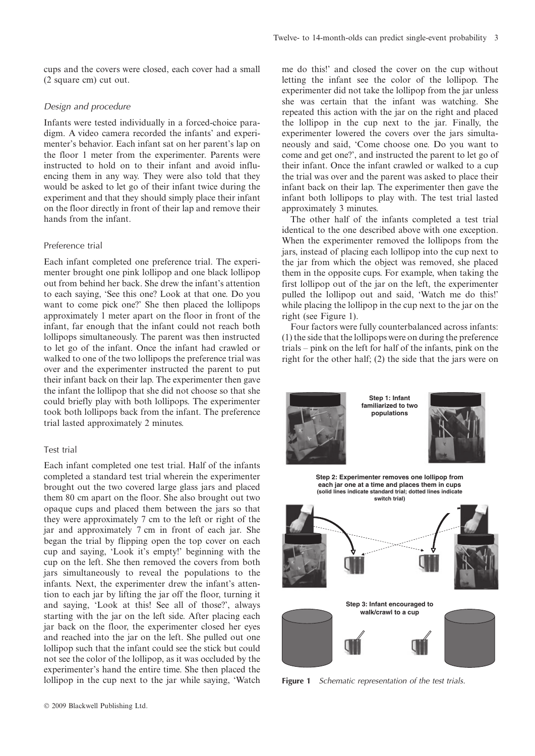cups and the covers were closed, each cover had a small (2 square cm) cut out.

### Design and procedure

Infants were tested individually in a forced-choice paradigm. A video camera recorded the infants' and experimenter's behavior. Each infant sat on her parent's lap on the floor 1 meter from the experimenter. Parents were instructed to hold on to their infant and avoid influencing them in any way. They were also told that they would be asked to let go of their infant twice during the experiment and that they should simply place their infant on the floor directly in front of their lap and remove their hands from the infant.

#### Preference trial

Each infant completed one preference trial. The experimenter brought one pink lollipop and one black lollipop out from behind her back. She drew the infant's attention to each saying, 'See this one? Look at that one. Do you want to come pick one?' She then placed the lollipops approximately 1 meter apart on the floor in front of the infant, far enough that the infant could not reach both lollipops simultaneously. The parent was then instructed to let go of the infant. Once the infant had crawled or walked to one of the two lollipops the preference trial was over and the experimenter instructed the parent to put their infant back on their lap. The experimenter then gave the infant the lollipop that she did not choose so that she could briefly play with both lollipops. The experimenter took both lollipops back from the infant. The preference trial lasted approximately 2 minutes.

#### Test trial

Each infant completed one test trial. Half of the infants completed a standard test trial wherein the experimenter brought out the two covered large glass jars and placed them 80 cm apart on the floor. She also brought out two opaque cups and placed them between the jars so that they were approximately 7 cm to the left or right of the jar and approximately 7 cm in front of each jar. She began the trial by flipping open the top cover on each cup and saying, 'Look it's empty!' beginning with the cup on the left. She then removed the covers from both jars simultaneously to reveal the populations to the infants. Next, the experimenter drew the infant's attention to each jar by lifting the jar off the floor, turning it and saying, 'Look at this! See all of those?', always starting with the jar on the left side. After placing each jar back on the floor, the experimenter closed her eyes and reached into the jar on the left. She pulled out one lollipop such that the infant could see the stick but could not see the color of the lollipop, as it was occluded by the experimenter's hand the entire time. She then placed the lollipop in the cup next to the jar while saying, 'Watch me do this!' and closed the cover on the cup without letting the infant see the color of the lollipop. The experimenter did not take the lollipop from the jar unless she was certain that the infant was watching. She repeated this action with the jar on the right and placed the lollipop in the cup next to the jar. Finally, the experimenter lowered the covers over the jars simultaneously and said, 'Come choose one. Do you want to come and get one?', and instructed the parent to let go of their infant. Once the infant crawled or walked to a cup the trial was over and the parent was asked to place their infant back on their lap. The experimenter then gave the infant both lollipops to play with. The test trial lasted approximately 3 minutes.

The other half of the infants completed a test trial identical to the one described above with one exception. When the experimenter removed the lollipops from the jars, instead of placing each lollipop into the cup next to the jar from which the object was removed, she placed them in the opposite cups. For example, when taking the first lollipop out of the jar on the left, the experimenter pulled the lollipop out and said, 'Watch me do this!' while placing the lollipop in the cup next to the jar on the right (see Figure 1).

Four factors were fully counterbalanced across infants: (1) the side that the lollipops were on during the preference trials – pink on the left for half of the infants, pink on the right for the other half; (2) the side that the jars were on

**Figure 1** *Schematic representation of the test trials.*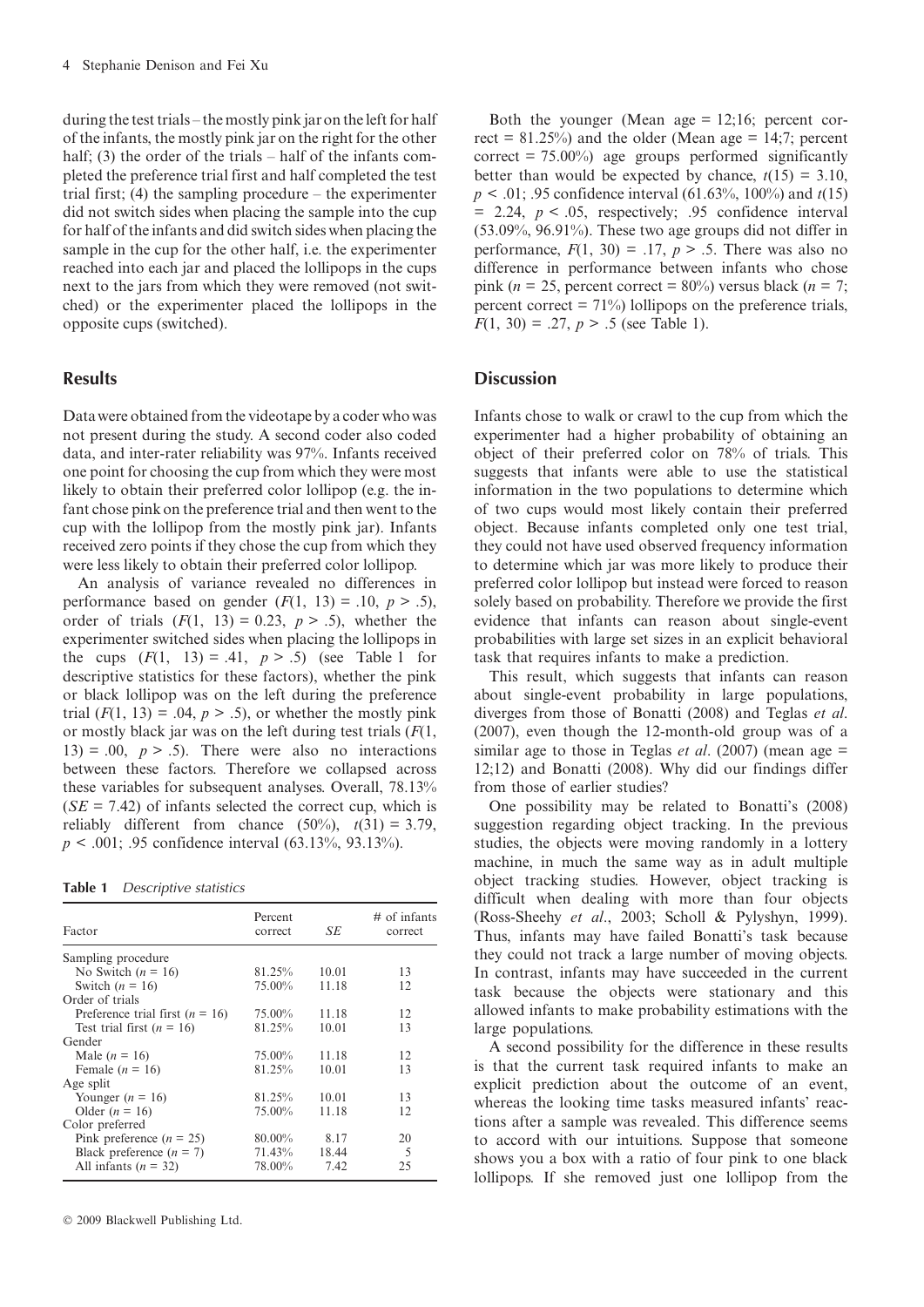during the test trials – the mostly pink jar on the left for half of the infants, the mostly pink jar on the right for the other half; (3) the order of the trials – half of the infants completed the preference trial first and half completed the test trial first; (4) the sampling procedure – the experimenter did not switch sides when placing the sample into the cup for half of the infants and did switch sides when placing the sample in the cup for the other half, i.e. the experimenter reached into each jar and placed the lollipops in the cups next to the jars from which they were removed (not switched) or the experimenter placed the lollipops in the opposite cups (switched).

## Results

Data were obtained from the videotape by a coder who was not present during the study. A second coder also coded data, and inter-rater reliability was 97%. Infants received one point for choosing the cup from which they were most likely to obtain their preferred color lollipop (e.g. the infant chose pink on the preference trial and then went to the cup with the lollipop from the mostly pink jar). Infants received zero points if they chose the cup from which they were less likely to obtain their preferred color lollipop.

An analysis of variance revealed no differences in performance based on gender ($F(1, 13) = .10$, $p > .5$), order of trials ($F(1, 13) = 0.23$, $p > .5$), whether the experimenter switched sides when placing the lollipops in the cups ($F(1, 13) = .41$, $p > .5$) (see Table 1 for descriptive statistics for these factors), whether the pink or black lollipop was on the left during the preference trial ($F(1, 13) = .04$, $p > .5$), or whether the mostly pink or mostly black jar was on the left during test trials ($F(1, 13) = .00$, $p > .5$). There were also no interactions between these factors. Therefore we collapsed across these variables for subsequent analyses. Overall, 78.13% ($SE = 7.42$) of infants selected the correct cup, which is reliably different from chance (50%), $t(31) = 3.79$, $p < .001$; .95 confidence interval (63.13%, 93.13%).

**Table 1** *Descriptive statistics*

| Factor | Percent correct | *SE* | # of infants correct |
|---|---|---|---|
| Sampling procedure | | | |
| No Switch ($n = 16$) | 81.25% | 10.01 | 13 |
| Switch ($n = 16$) | 75.00% | 11.18 | 12 |
| Order of trials | | | |
| Preference trial first ($n = 16$) | 75.00% | 11.18 | 12 |
| Test trial first ($n = 16$) | 81.25% | 10.01 | 13 |
| Gender | | | |
| Male ($n = 16$) | 75.00% | 11.18 | 12 |
| Female ($n = 16$) | 81.25% | 10.01 | 13 |
| Age split | | | |
| Younger ($n = 16$) | 81.25% | 10.01 | 13 |
| Older ($n = 16$) | 75.00% | 11.18 | 12 |
| Color preferred | | | |
| Pink preference ($n = 25$) | 80.00% | 8.17 | 20 |
| Black preference ($n = 7$) | 71.43% | 18.44 | 5 |
| All infants ($n = 32$) | 78.00% | 7.42 | 25 |

Both the younger (Mean age = 12;16; percent correct = 81.25%) and the older (Mean age = 14;7; percent correct = 75.00%) age groups performed significantly better than would be expected by chance, $t(15) = 3.10$, $p < .01$; .95 confidence interval (61.63%, 100%) and $t(15) = 2.24$, $p < .05$, respectively; .95 confidence interval (53.09%, 96.91%). These two age groups did not differ in performance, $F(1, 30) = .17$, $p > .5$. There was also no difference in performance between infants who chose pink ($n = 25$, percent correct = 80%) versus black ($n = 7$; percent correct = 71%) lollipops on the preference trials, $F(1, 30) = .27$, $p > .5$ (see Table 1).

## Discussion

Infants chose to walk or crawl to the cup from which the experimenter had a higher probability of obtaining an object of their preferred color on 78% of trials. This suggests that infants were able to use the statistical information in the two populations to determine which of two cups would most likely contain their preferred object. Because infants completed only one test trial, they could not have used observed frequency information to determine which jar was more likely to produce their preferred color lollipop but instead were forced to reason solely based on probability. Therefore we provide the first evidence that infants can reason about single-event probabilities with large set sizes in an explicit behavioral task that requires infants to make a prediction.

This result, which suggests that infants can reason about single-event probability in large populations, diverges from those of Bonatti (2008) and Teglas *et al.* (2007), even though the 12-month-old group was of a similar age to those in Teglas *et al*. (2007) (mean age = 12;12) and Bonatti (2008). Why did our findings differ from those of earlier studies?

One possibility may be related to Bonatti's (2008) suggestion regarding object tracking. In the previous studies, the objects were moving randomly in a lottery machine, in much the same way as in adult multiple object tracking studies. However, object tracking is difficult when dealing with more than four objects (Ross-Sheehy *et al*., 2003; Scholl & Pylyshyn, 1999). Thus, infants may have failed Bonatti's task because they could not track a large number of moving objects. In contrast, infants may have succeeded in the current task because the objects were stationary and this allowed infants to make probability estimations with the large populations.

A second possibility for the difference in these results is that the current task required infants to make an explicit prediction about the outcome of an event, whereas the looking time tasks measured infants' reactions after a sample was revealed. This difference seems to accord with our intuitions. Suppose that someone shows you a box with a ratio of four pink to one black lollipops. If she removed just one lollipop from the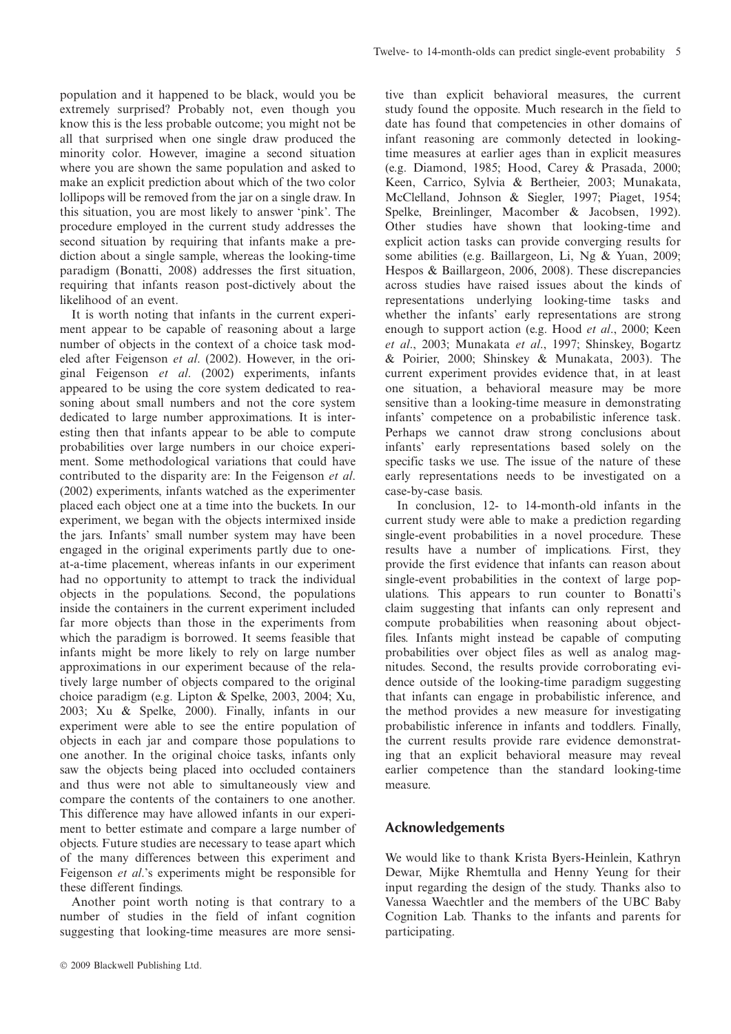population and it happened to be black, would you be extremely surprised? Probably not, even though you know this is the less probable outcome; you might not be all that surprised when one single draw produced the minority color. However, imagine a second situation where you are shown the same population and asked to make an explicit prediction about which of the two color lollipops will be removed from the jar on a single draw. In this situation, you are most likely to answer 'pink'. The procedure employed in the current study addresses the second situation by requiring that infants make a prediction about a single sample, whereas the looking-time paradigm (Bonatti, 2008) addresses the first situation, requiring that infants reason post-dictively about the likelihood of an event.

It is worth noting that infants in the current experiment appear to be capable of reasoning about a large number of objects in the context of a choice task modeled after Feigenson *et al*. (2002). However, in the original Feigenson *et al*. (2002) experiments, infants appeared to be using the core system dedicated to reasoning about small numbers and not the core system dedicated to large number approximations. It is interesting then that infants appear to be able to compute probabilities over large numbers in our choice experiment. Some methodological variations that could have contributed to the disparity are: In the Feigenson *et al*. (2002) experiments, infants watched as the experimenter placed each object one at a time into the buckets. In our experiment, we began with the objects intermixed inside the jars. Infants' small number system may have been engaged in the original experiments partly due to one-at-a-time placement, whereas infants in our experiment had no opportunity to attempt to track the individual objects in the populations. Second, the populations inside the containers in the current experiment included far more objects than those in the experiments from which the paradigm is borrowed. It seems feasible that infants might be more likely to rely on large number approximations in our experiment because of the relatively large number of objects compared to the original choice paradigm (e.g. Lipton & Spelke, 2003, 2004; Xu, 2003; Xu & Spelke, 2000). Finally, infants in our experiment were able to see the entire population of objects in each jar and compare those populations to one another. In the original choice tasks, infants only saw the objects being placed into occluded containers and thus were not able to simultaneously view and compare the contents of the containers to one another. This difference may have allowed infants in our experiment to better estimate and compare a large number of objects. Future studies are necessary to tease apart which of the many differences between this experiment and Feigenson *et al*.'s experiments might be responsible for these different findings.

Another point worth noting is that contrary to a number of studies in the field of infant cognition suggesting that looking-time measures are more sensitive than explicit behavioral measures, the current study found the opposite. Much research in the field to date has found that competencies in other domains of infant reasoning are commonly detected in looking-time measures at earlier ages than in explicit measures (e.g. Diamond, 1985; Hood, Carey & Prasada, 2000; Keen, Carrico, Sylvia & Bertheier, 2003; Munakata, McClelland, Johnson & Siegler, 1997; Piaget, 1954; Spelke, Breinlinger, Macomber & Jacobsen, 1992). Other studies have shown that looking-time and explicit action tasks can provide converging results for some abilities (e.g. Baillargeon, Li, Ng & Yuan, 2009; Hespos & Baillargeon, 2006, 2008). These discrepancies across studies have raised issues about the kinds of representations underlying looking-time tasks and whether the infants' early representations are strong enough to support action (e.g. Hood *et al*., 2000; Keen *et al*., 2003; Munakata *et al*., 1997; Shinskey, Bogartz & Poirier, 2000; Shinskey & Munakata, 2003). The current experiment provides evidence that, in at least one situation, a behavioral measure may be more sensitive than a looking-time measure in demonstrating infants' competence on a probabilistic inference task. Perhaps we cannot draw strong conclusions about infants' early representations based solely on the specific tasks we use. The issue of the nature of these early representations needs to be investigated on a case-by-case basis.

In conclusion, 12- to 14-month-old infants in the current study were able to make a prediction regarding single-event probabilities in a novel procedure. These results have a number of implications. First, they provide the first evidence that infants can reason about single-event probabilities in the context of large populations. This appears to run counter to Bonatti's claim suggesting that infants can only represent and compute probabilities when reasoning about object-files. Infants might instead be capable of computing probabilities over object files as well as analog magnitudes. Second, the results provide corroborating evidence outside of the looking-time paradigm suggesting that infants can engage in probabilistic inference, and the method provides a new measure for investigating probabilistic inference in infants and toddlers. Finally, the current results provide rare evidence demonstrating that an explicit behavioral measure may reveal earlier competence than the standard looking-time measure.

## Acknowledgements

We would like to thank Krista Byers-Heinlein, Kathryn Dewar, Mijke Rhemtulla and Henny Yeung for their input regarding the design of the study. Thanks also to Vanessa Waechtler and the members of the UBC Baby Cognition Lab. Thanks to the infants and parents for participating.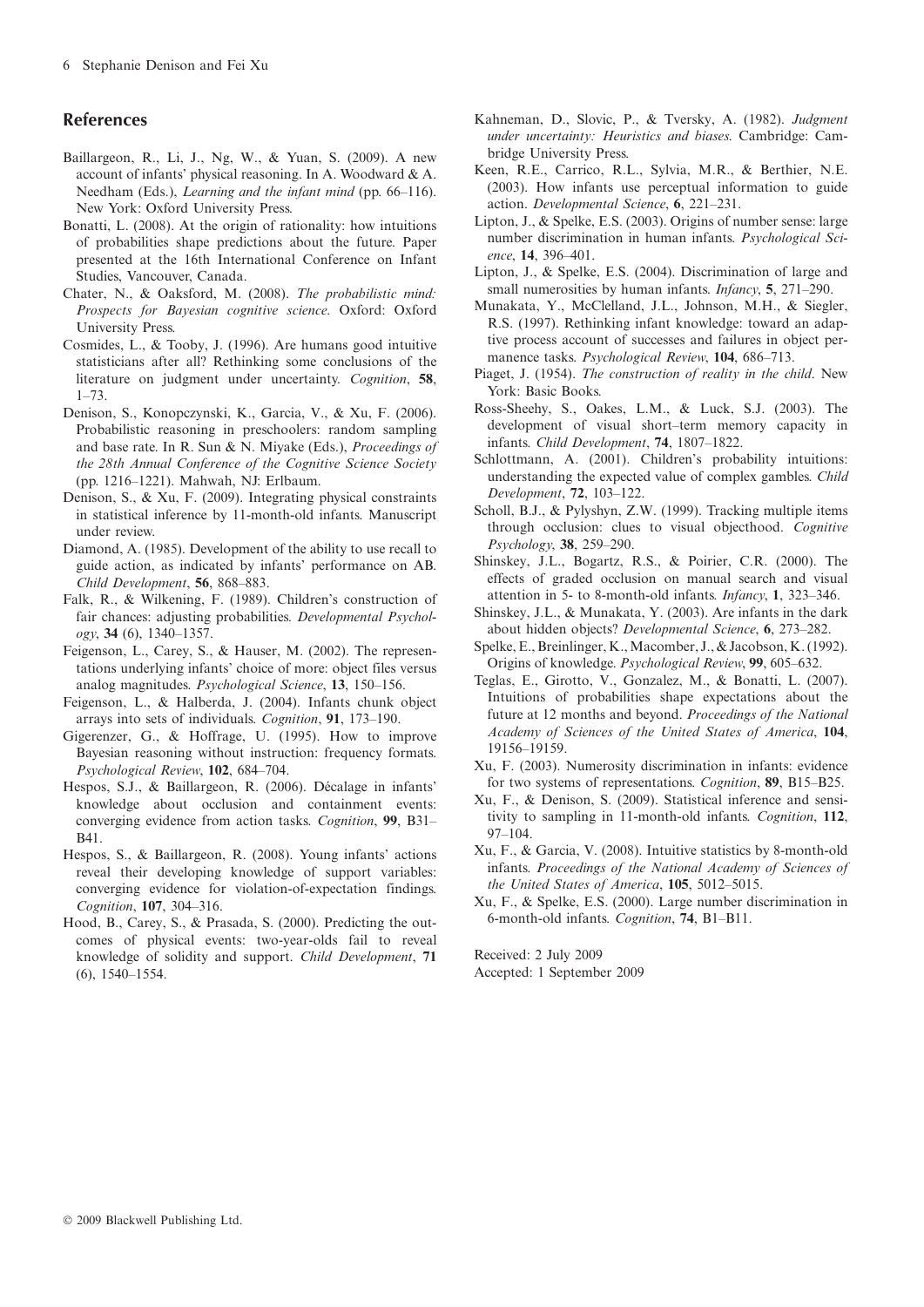## References

Baillargeon, R., Li, J., Ng, W., & Yuan, S. (2009). A new account of infants' physical reasoning. In A. Woodward & A. Needham (Eds.), *Learning and the infant mind* (pp. 66–116). New York: Oxford University Press.

Bonatti, L. (2008). At the origin of rationality: how intuitions of probabilities shape predictions about the future. Paper presented at the 16th International Conference on Infant Studies, Vancouver, Canada.

Chater, N., & Oaksford, M. (2008). *The probabilistic mind: Prospects for Bayesian cognitive science*. Oxford: Oxford University Press.

Cosmides, L., & Tooby, J. (1996). Are humans good intuitive statisticians after all? Rethinking some conclusions of the literature on judgment under uncertainty. *Cognition*, **58**, 1–73.

Denison, S., Konopczynski, K., Garcia, V., & Xu, F. (2006). Probabilistic reasoning in preschoolers: random sampling and base rate. In R. Sun & N. Miyake (Eds.), *Proceedings of the 28th Annual Conference of the Cognitive Science Society* (pp. 1216–1221). Mahwah, NJ: Erlbaum.

Denison, S., & Xu, F. (2009). Integrating physical constraints in statistical inference by 11-month-old infants. Manuscript under review.

Diamond, A. (1985). Development of the ability to use recall to guide action, as indicated by infants' performance on AB. *Child Development*, **56**, 868–883.

Falk, R., & Wilkening, F. (1989). Children's construction of fair chances: adjusting probabilities. *Developmental Psychology*, **34** (6), 1340–1357.

Feigenson, L., Carey, S., & Hauser, M. (2002). The representations underlying infants' choice of more: object files versus analog magnitudes. *Psychological Science*, **13**, 150–156.

Feigenson, L., & Halberda, J. (2004). Infants chunk object arrays into sets of individuals. *Cognition*, **91**, 173–190.

Gigerenzer, G., & Hoffrage, U. (1995). How to improve Bayesian reasoning without instruction: frequency formats. *Psychological Review*, **102**, 684–704.

Hespos, S.J., & Baillargeon, R. (2006). Décalage in infants' knowledge about occlusion and containment events: converging evidence from action tasks. *Cognition*, **99**, B31–B41.

Hespos, S., & Baillargeon, R. (2008). Young infants' actions reveal their developing knowledge of support variables: converging evidence for violation-of-expectation findings. *Cognition*, **107**, 304–316.

Hood, B., Carey, S., & Prasada, S. (2000). Predicting the outcomes of physical events: two-year-olds fail to reveal knowledge of solidity and support. *Child Development*, **71** (6), 1540–1554.

Kahneman, D., Slovic, P., & Tversky, A. (1982). *Judgment under uncertainty: Heuristics and biases*. Cambridge: Cambridge University Press.

Keen, R.E., Carrico, R.L., Sylvia, M.R., & Berthier, N.E. (2003). How infants use perceptual information to guide action. *Developmental Science*, **6**, 221–231.

Lipton, J., & Spelke, E.S. (2003). Origins of number sense: large number discrimination in human infants. *Psychological Science*, **14**, 396–401.

Lipton, J., & Spelke, E.S. (2004). Discrimination of large and small numerosities by human infants. *Infancy*, **5**, 271–290.

Munakata, Y., McClelland, J.L., Johnson, M.H., & Siegler, R.S. (1997). Rethinking infant knowledge: toward an adaptive process account of successes and failures in object permanence tasks. *Psychological Review*, **104**, 686–713.

Piaget, J. (1954). *The construction of reality in the child*. New York: Basic Books.

Ross-Sheehy, S., Oakes, L.M., & Luck, S.J. (2003). The development of visual short–term memory capacity in infants. *Child Development*, **74**, 1807–1822.

Schlottmann, A. (2001). Children's probability intuitions: understanding the expected value of complex gambles. *Child Development*, **72**, 103–122.

Scholl, B.J., & Pylyshyn, Z.W. (1999). Tracking multiple items through occlusion: clues to visual objecthood. *Cognitive Psychology*, **38**, 259–290.

Shinskey, J.L., Bogartz, R.S., & Poirier, C.R. (2000). The effects of graded occlusion on manual search and visual attention in 5- to 8-month-old infants. *Infancy*, **1**, 323–346.

Shinskey, J.L., & Munakata, Y. (2003). Are infants in the dark about hidden objects? *Developmental Science*, **6**, 273–282.

Spelke, E., Breinlinger, K., Macomber, J., & Jacobson, K. (1992). Origins of knowledge. *Psychological Review*, **99**, 605–632.

Teglas, E., Girotto, V., Gonzalez, M., & Bonatti, L. (2007). Intuitions of probabilities shape expectations about the future at 12 months and beyond. *Proceedings of the National Academy of Sciences of the United States of America*, **104**, 19156–19159.

Xu, F. (2003). Numerosity discrimination in infants: evidence for two systems of representations. *Cognition*, **89**, B15–B25.

Xu, F., & Denison, S. (2009). Statistical inference and sensitivity to sampling in 11-month-old infants. *Cognition*, **112**, 97–104.

Xu, F., & Garcia, V. (2008). Intuitive statistics by 8-month-old infants. *Proceedings of the National Academy of Sciences of the United States of America*, **105**, 5012–5015.

Xu, F., & Spelke, E.S. (2000). Large number discrimination in 6-month-old infants. *Cognition*, **74**, B1–B11.

Received: 2 July 2009
Accepted: 1 September 2009